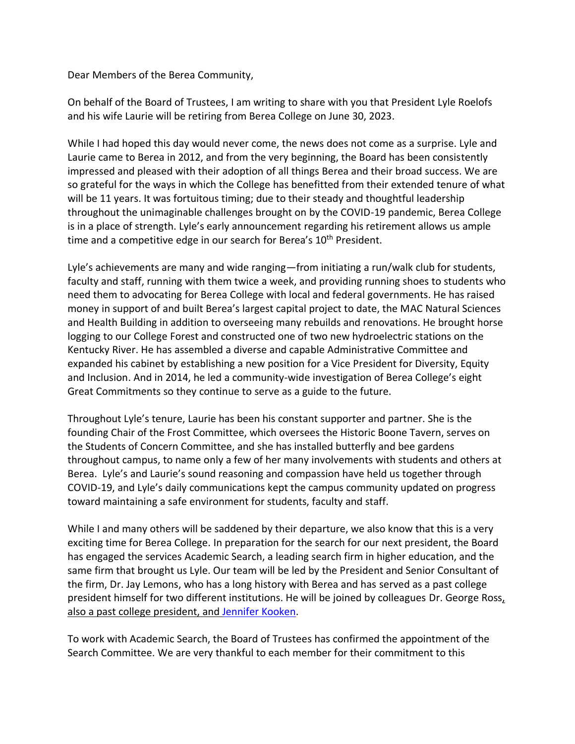Dear Members of the Berea Community,

On behalf of the Board of Trustees, I am writing to share with you that President Lyle Roelofs and his wife Laurie will be retiring from Berea College on June 30, 2023.

While I had hoped this day would never come, the news does not come as a surprise. Lyle and Laurie came to Berea in 2012, and from the very beginning, the Board has been consistently impressed and pleased with their adoption of all things Berea and their broad success. We are so grateful for the ways in which the College has benefitted from their extended tenure of what will be 11 years. It was fortuitous timing; due to their steady and thoughtful leadership throughout the unimaginable challenges brought on by the COVID-19 pandemic, Berea College is in a place of strength. Lyle's early announcement regarding his retirement allows us ample time and a competitive edge in our search for Berea's 10th President.

Lyle's achievements are many and wide ranging—from initiating a run/walk club for students, faculty and staff, running with them twice a week, and providing running shoes to students who need them to advocating for Berea College with local and federal governments. He has raised money in support of and built Berea's largest capital project to date, the MAC Natural Sciences and Health Building in addition to overseeing many rebuilds and renovations. He brought horse logging to our College Forest and constructed one of two new hydroelectric stations on the Kentucky River. He has assembled a diverse and capable Administrative Committee and expanded his cabinet by establishing a new position for a Vice President for Diversity, Equity and Inclusion. And in 2014, he led a community-wide investigation of Berea College's eight Great Commitments so they continue to serve as a guide to the future.

Throughout Lyle's tenure, Laurie has been his constant supporter and partner. She is the founding Chair of the Frost Committee, which oversees the Historic Boone Tavern, serves on the Students of Concern Committee, and she has installed butterfly and bee gardens throughout campus, to name only a few of her many involvements with students and others at Berea. Lyle's and Laurie's sound reasoning and compassion have held us together through COVID-19, and Lyle's daily communications kept the campus community updated on progress toward maintaining a safe environment for students, faculty and staff.

While I and many others will be saddened by their departure, we also know that this is a very exciting time for Berea College. In preparation for the search for our next president, the Board has engaged the services Academic Search, a leading search firm in higher education, and the same firm that brought us Lyle. Our team will be led by the President and Senior Consultant of the firm, Dr. Jay Lemons, who has a long history with Berea and has served as a past college president himself for two different institutions. He will be joined by colleagues Dr. George Ross, also a past college president, and Jennifer Kooken.

To work with Academic Search, the Board of Trustees has confirmed the appointment of the Search Committee. We are very thankful to each member for their commitment to this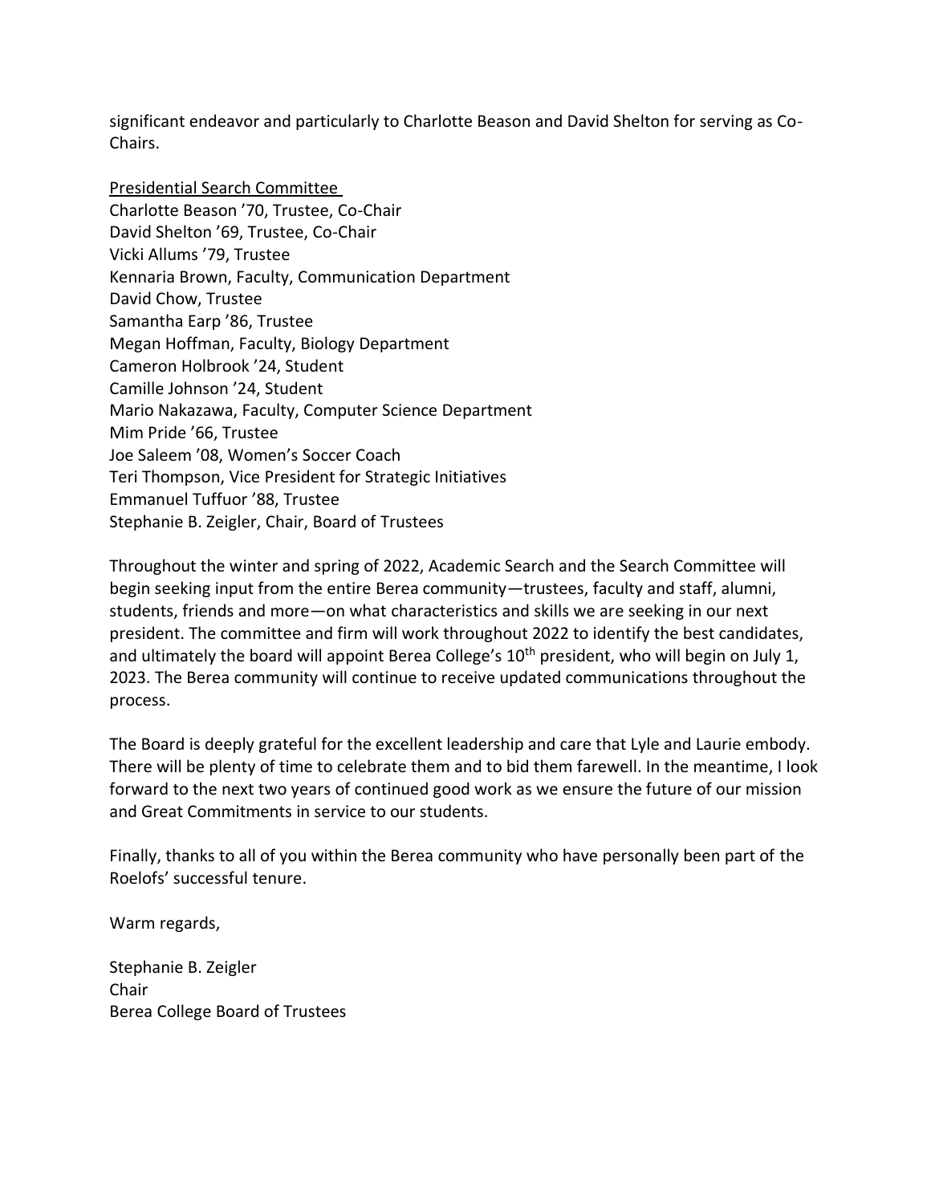significant endeavor and particularly to Charlotte Beason and David Shelton for serving as Co-Chairs.

<u>Presidential Search Committee</u>
Charlotte Beason ’70, Trustee, Co-Chair
David Shelton ’69, Trustee, Co-Chair
Vicki Allums ’79, Trustee
Kennaria Brown, Faculty, Communication Department
David Chow, Trustee
Samantha Earp ’86, Trustee
Megan Hoffman, Faculty, Biology Department
Cameron Holbrook ’24, Student
Camille Johnson ’24, Student
Mario Nakazawa, Faculty, Computer Science Department
Mim Pride ’66, Trustee
Joe Saleem ’08, Women’s Soccer Coach
Teri Thompson, Vice President for Strategic Initiatives
Emmanuel Tuffuor ’88, Trustee
Stephanie B. Zeigler, Chair, Board of Trustees

Throughout the winter and spring of 2022, Academic Search and the Search Committee will begin seeking input from the entire Berea community—trustees, faculty and staff, alumni, students, friends and more—on what characteristics and skills we are seeking in our next president. The committee and firm will work throughout 2022 to identify the best candidates, and ultimately the board will appoint Berea College’s 10th president, who will begin on July 1, 2023. The Berea community will continue to receive updated communications throughout the process.

The Board is deeply grateful for the excellent leadership and care that Lyle and Laurie embody. There will be plenty of time to celebrate them and to bid them farewell. In the meantime, I look forward to the next two years of continued good work as we ensure the future of our mission and Great Commitments in service to our students.

Finally, thanks to all of you within the Berea community who have personally been part of the Roelofs’ successful tenure.

Warm regards,

Stephanie B. Zeigler
Chair
Berea College Board of Trustees